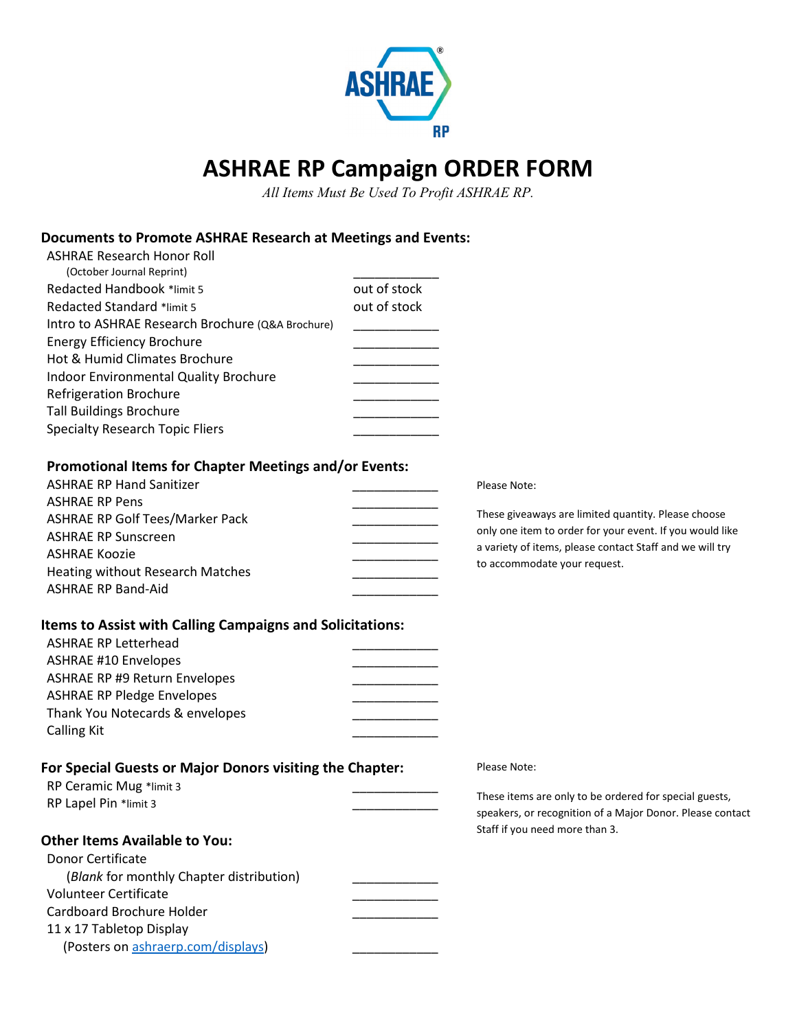# ASHRAE RP Campaign ORDER FORM

*All Items Must Be Used To Profit ASHRAE RP.*

## Documents to Promote ASHRAE Research at Meetings and Events:

| Item | Quantity |
|---|---|
| ASHRAE Research Honor Roll (October Journal Reprint) | ____________ |
| Redacted Handbook *limit 5 | out of stock |
| Redacted Standard *limit 5 | out of stock |
| Intro to ASHRAE Research Brochure (Q&A Brochure) | ____________ |
| Energy Efficiency Brochure | ____________ |
| Hot & Humid Climates Brochure | ____________ |
| Indoor Environmental Quality Brochure | ____________ |
| Refrigeration Brochure | ____________ |
| Tall Buildings Brochure | ____________ |
| Specialty Research Topic Fliers | ____________ |

## Promotional Items for Chapter Meetings and/or Events:

| Item | Quantity |
|---|---|
| ASHRAE RP Hand Sanitizer | ____________ |
| ASHRAE RP Pens | ____________ |
| ASHRAE RP Golf Tees/Marker Pack | ____________ |
| ASHRAE RP Sunscreen | ____________ |
| ASHRAE Koozie | ____________ |
| Heating without Research Matches | ____________ |
| ASHRAE RP Band-Aid | ____________ |

Please Note:

These giveaways are limited quantity. Please choose only one item to order for your event. If you would like a variety of items, please contact Staff and we will try to accommodate your request.

## Items to Assist with Calling Campaigns and Solicitations:

| Item | Quantity |
|---|---|
| ASHRAE RP Letterhead | ____________ |
| ASHRAE #10 Envelopes | ____________ |
| ASHRAE RP #9 Return Envelopes | ____________ |
| ASHRAE RP Pledge Envelopes | ____________ |
| Thank You Notecards & envelopes | ____________ |
| Calling Kit | ____________ |

## For Special Guests or Major Donors visiting the Chapter:

| Item | Quantity |
|---|---|
| RP Ceramic Mug *limit 3 | ____________ |
| RP Lapel Pin *limit 3 | ____________ |

Please Note:

These items are only to be ordered for special guests, speakers, or recognition of a Major Donor. Please contact Staff if you need more than 3.

## Other Items Available to You:

| Item | Quantity |
|---|---|
| Donor Certificate (*Blank* for monthly Chapter distribution) | ____________ |
| Volunteer Certificate | ____________ |
| Cardboard Brochure Holder | ____________ |
| 11 x 17 Tabletop Display (Posters on [ashraerp.com/displays](ashraerp.com/displays)) | ____________ |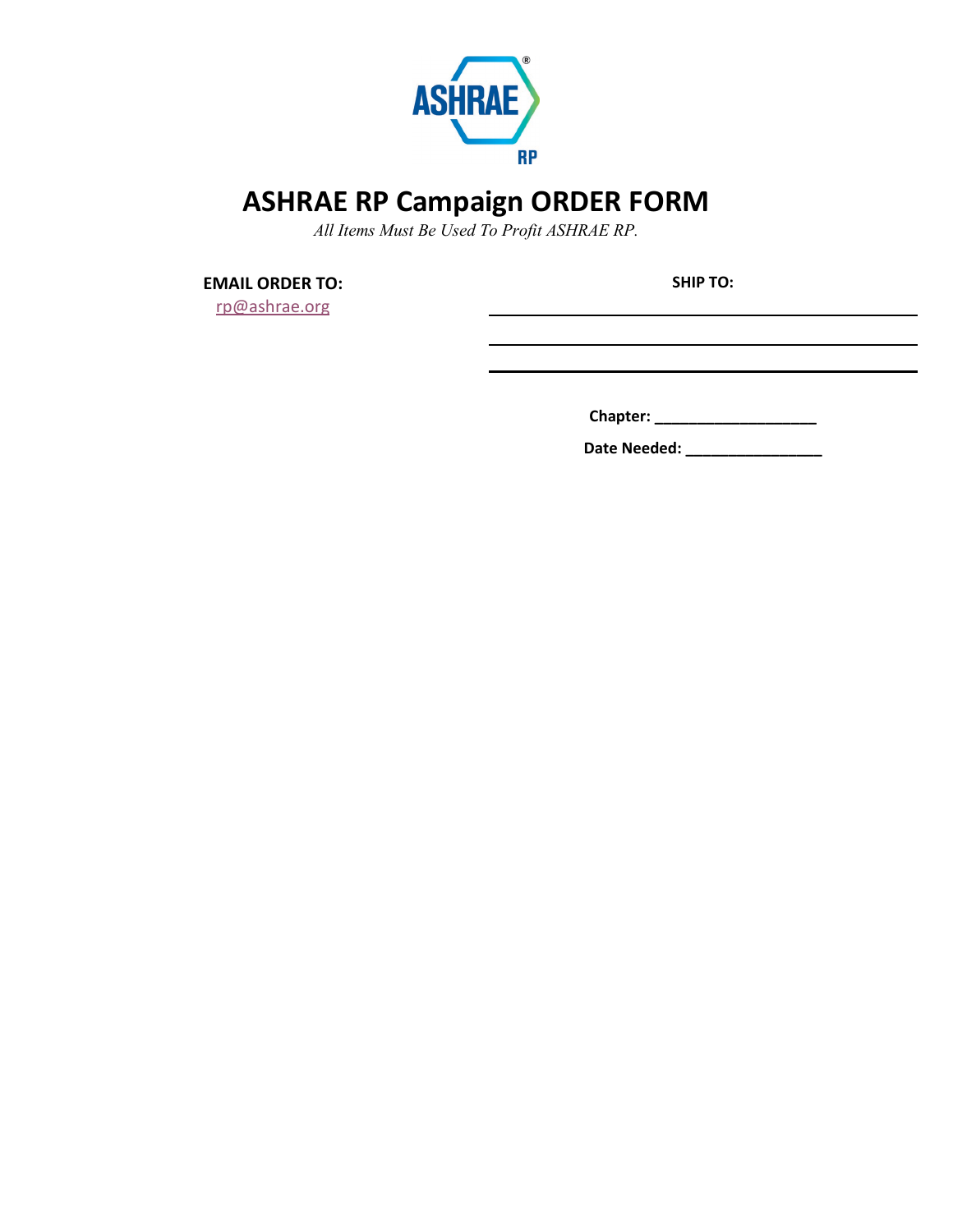# ASHRAE RP Campaign ORDER FORM

*All Items Must Be Used To Profit ASHRAE RP.*

**EMAIL ORDER TO:**

rp@ashrae.org

**SHIP TO:**

\_\_\_\_\_\_\_\_\_\_\_\_\_\_\_\_\_\_\_\_\_\_\_\_\_\_\_\_\_\_\_\_\_\_\_\_\_\_\_\_

\_\_\_\_\_\_\_\_\_\_\_\_\_\_\_\_\_\_\_\_\_\_\_\_\_\_\_\_\_\_\_\_\_\_\_\_\_\_\_\_

\_\_\_\_\_\_\_\_\_\_\_\_\_\_\_\_\_\_\_\_\_\_\_\_\_\_\_\_\_\_\_\_\_\_\_\_\_\_\_\_

**Chapter: \_\_\_\_\_\_\_\_\_\_\_\_\_\_\_\_\_\_\_\_**

**Date Needed: \_\_\_\_\_\_\_\_\_\_\_\_\_\_\_\_\_**